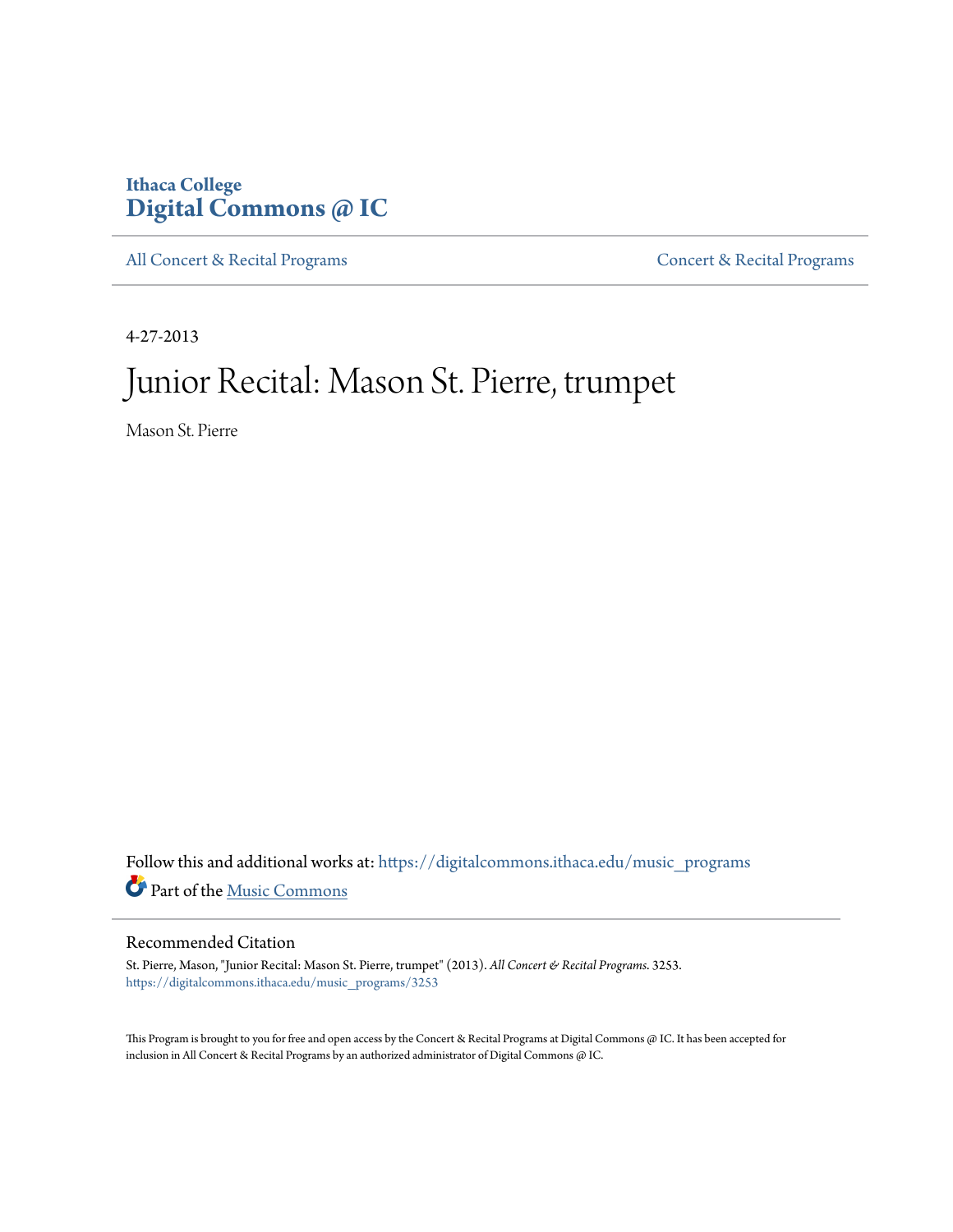Ithaca College
**Digital Commons @ IC**

All Concert & Recital Programs | Concert & Recital Programs

4-27-2013

# Junior Recital: Mason St. Pierre, trumpet

Mason St. Pierre

Follow this and additional works at: https://digitalcommons.ithaca.edu/music_programs

Part of the Music Commons

## Recommended Citation

St. Pierre, Mason, "Junior Recital: Mason St. Pierre, trumpet" (2013). *All Concert & Recital Programs*. 3253.
https://digitalcommons.ithaca.edu/music_programs/3253

This Program is brought to you for free and open access by the Concert & Recital Programs at Digital Commons @ IC. It has been accepted for inclusion in All Concert & Recital Programs by an authorized administrator of Digital Commons @ IC.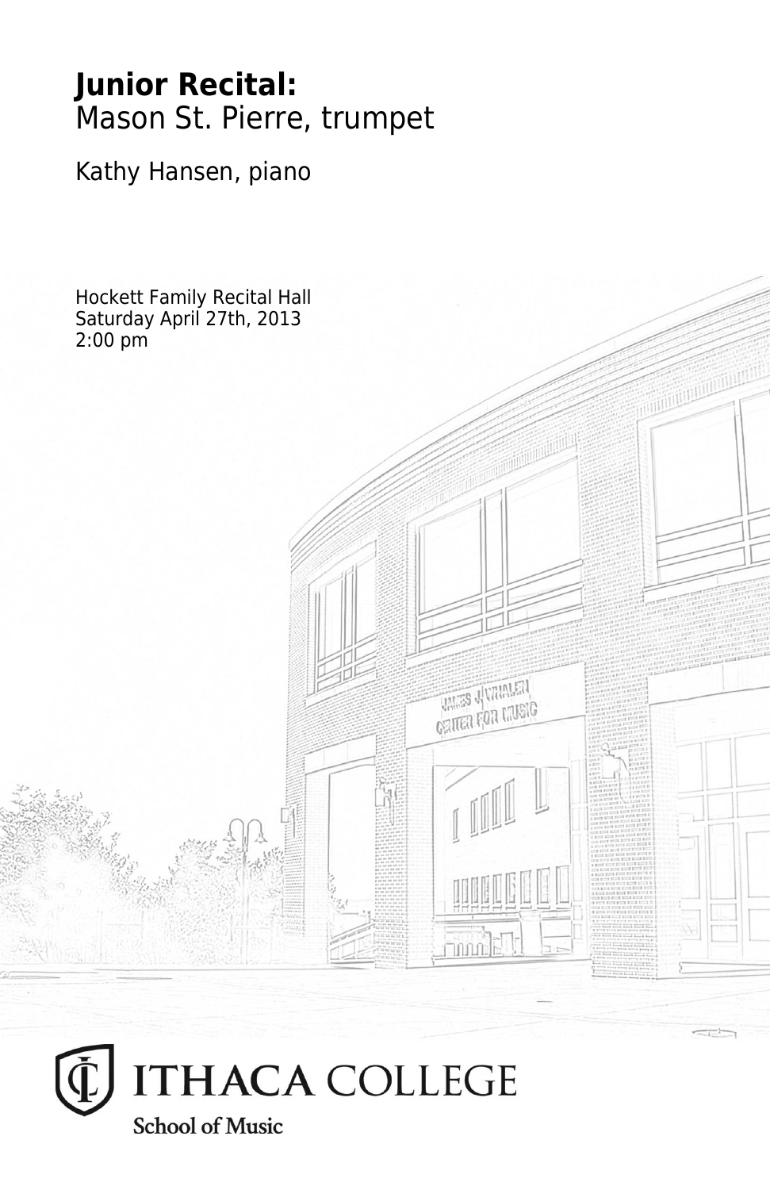# Junior Recital:

Mason St. Pierre, trumpet

Kathy Hansen, piano

Hockett Family Recital Hall
Saturday April 27th, 2013
2:00 pm

ITHACA COLLEGE

School of Music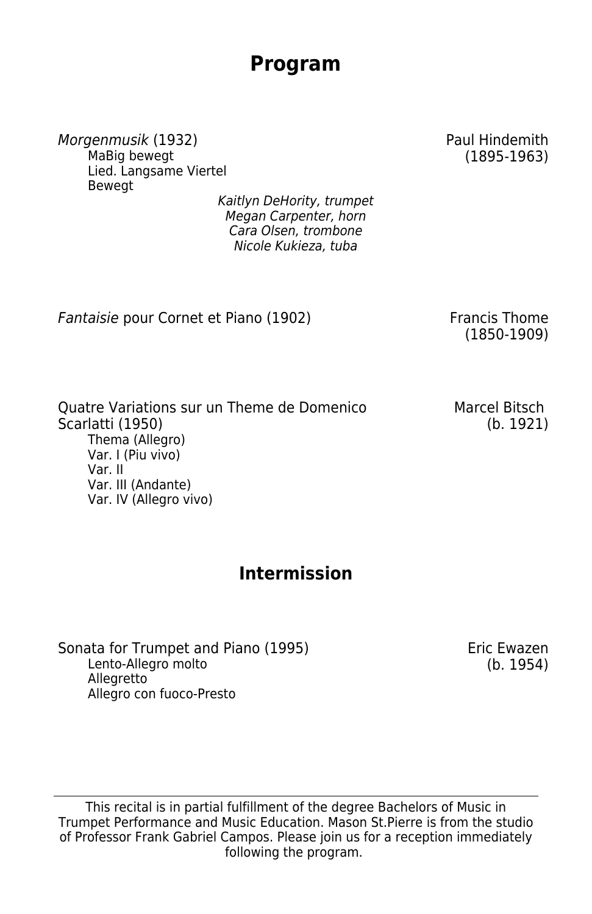# Program

*Morgenmusik* (1932) — Paul Hindemith (1895-1963)

MaBig bewegt
Lied. Langsame Viertel
Bewegt

*Kaitlyn DeHority, trumpet*
*Megan Carpenter, horn*
*Cara Olsen, trombone*
*Nicole Kukieza, tuba*

*Fantaisie* pour Cornet et Piano (1902) — Francis Thome (1850-1909)

Quatre Variations sur un Theme de Domenico Scarlatti (1950) — Marcel Bitsch (b. 1921)

Thema (Allegro)
Var. I (Piu vivo)
Var. II
Var. III (Andante)
Var. IV (Allegro vivo)

## Intermission

Sonata for Trumpet and Piano (1995) — Eric Ewazen (b. 1954)

Lento-Allegro molto
Allegretto
Allegro con fuoco-Presto

---

This recital is in partial fulfillment of the degree Bachelors of Music in Trumpet Performance and Music Education. Mason St.Pierre is from the studio of Professor Frank Gabriel Campos. Please join us for a reception immediately following the program.